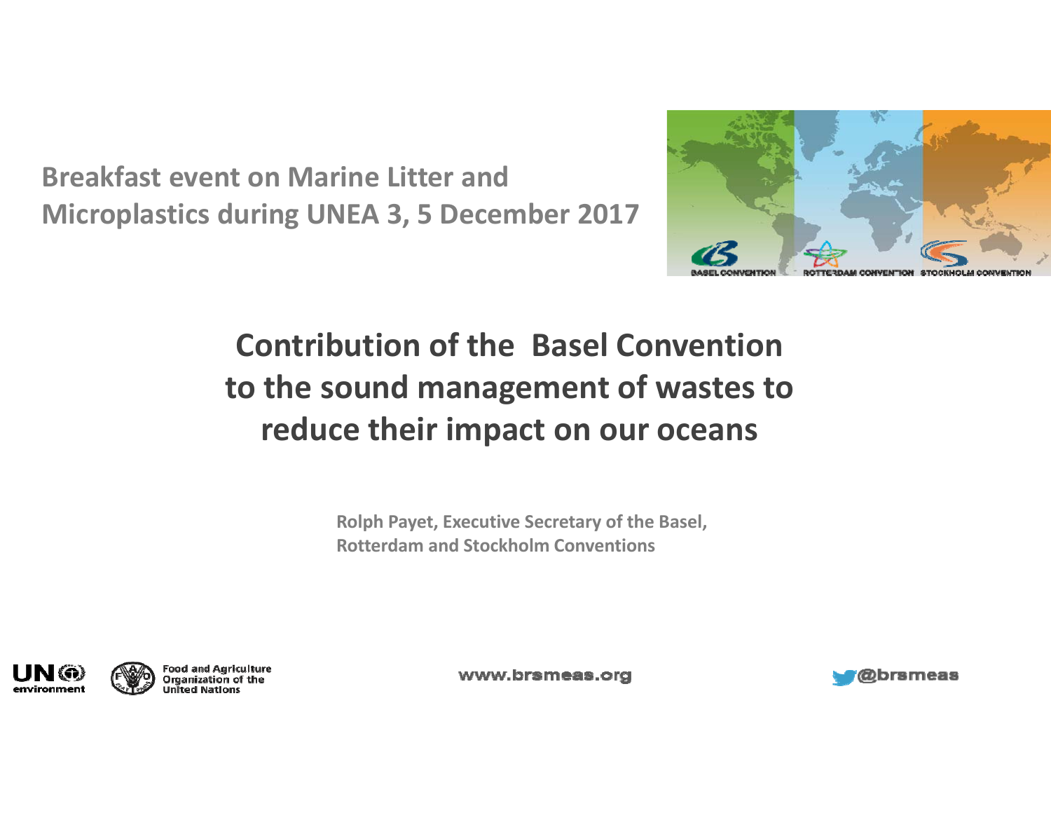Breakfast event on Marine Litter and Microplastics during UNEA 3, 5 December 2017

# Contribution of the Basel Convention to the sound management of wastes to reduce their impact on our oceans

**Rolph Payet, Executive Secretary of the Basel, Rotterdam and Stockholm Conventions**

www.brsmeas.org

@brsmeas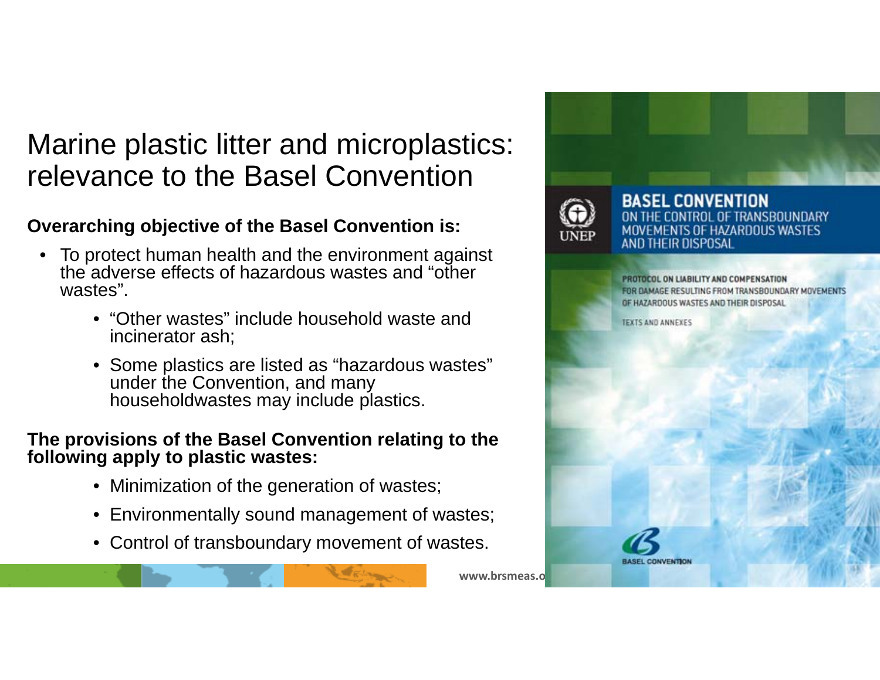# Marine plastic litter and microplastics: relevance to the Basel Convention

**Overarching objective of the Basel Convention is:**

- To protect human health and the environment against the adverse effects of hazardous wastes and "other wastes".
  - "Other wastes" include household waste and incinerator ash;
  - Some plastics are listed as "hazardous wastes" under the Convention, and many householdwastes may include plastics.

**The provisions of the Basel Convention relating to the following apply to plastic wastes:**

- Minimization of the generation of wastes;
- Environmentally sound management of wastes;
- Control of transboundary movement of wastes.

BASEL CONVENTION
ON THE CONTROL OF TRANSBOUNDARY MOVEMENTS OF HAZARDOUS WASTES AND THEIR DISPOSAL

PROTOCOL ON LIABILITY AND COMPENSATION FOR DAMAGE RESULTING FROM TRANSBOUNDARY MOVEMENTS OF HAZARDOUS WASTES AND THEIR DISPOSAL

TEXTS AND ANNEXES

UNEP

BASEL CONVENTION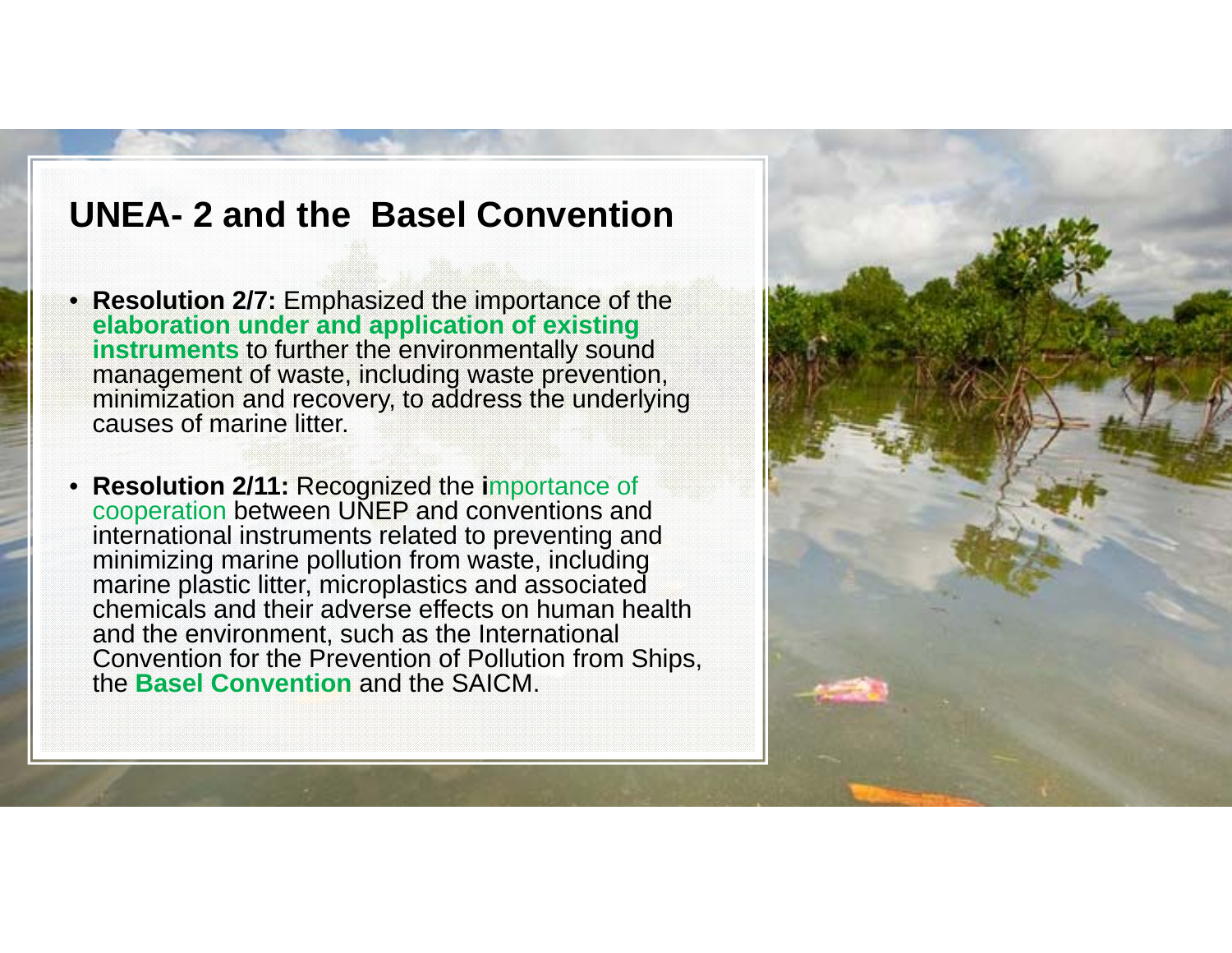# UNEA- 2 and the Basel Convention

- **Resolution 2/7:** Emphasized the importance of the **elaboration under and application of existing instruments** to further the environmentally sound management of waste, including waste prevention, minimization and recovery, to address the underlying causes of marine litter.

- **Resolution 2/11:** Recognized the **i**mportance of cooperation between UNEP and conventions and international instruments related to preventing and minimizing marine pollution from waste, including marine plastic litter, microplastics and associated chemicals and their adverse effects on human health and the environment, such as the International Convention for the Prevention of Pollution from Ships, the **Basel Convention** and the SAICM.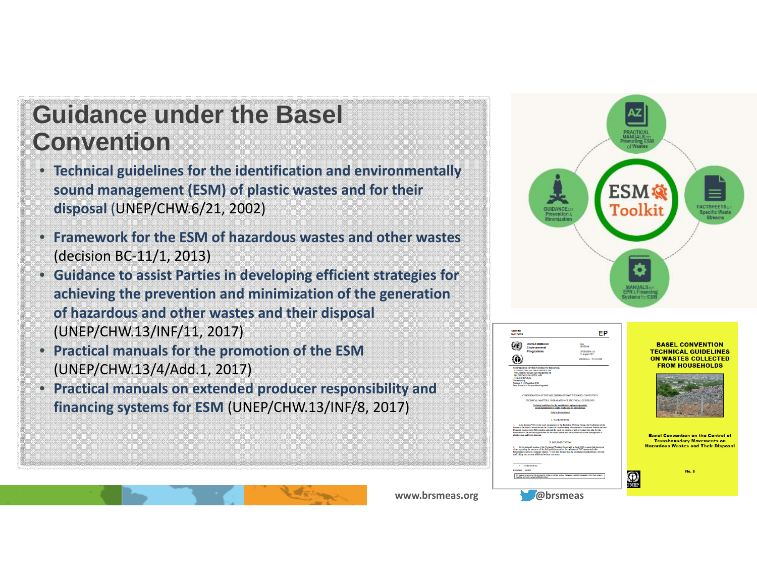# Guidance under the Basel Convention

- **Technical guidelines for the identification and environmentally sound management (ESM) of plastic wastes and for their disposal** (UNEP/CHW.6/21, 2002)
- **Framework for the ESM of hazardous wastes and other wastes** (decision BC-11/1, 2013)
- **Guidance to assist Parties in developing efficient strategies for achieving the prevention and minimization of the generation of hazardous and other wastes and their disposal** (UNEP/CHW.13/INF/11, 2017)
- **Practical manuals for the promotion of the ESM** (UNEP/CHW.13/4/Add.1, 2017)
- **Practical manuals on extended producer responsibility and financing systems for ESM** (UNEP/CHW.13/INF/8, 2017)

www.brsmeas.org @brsmeas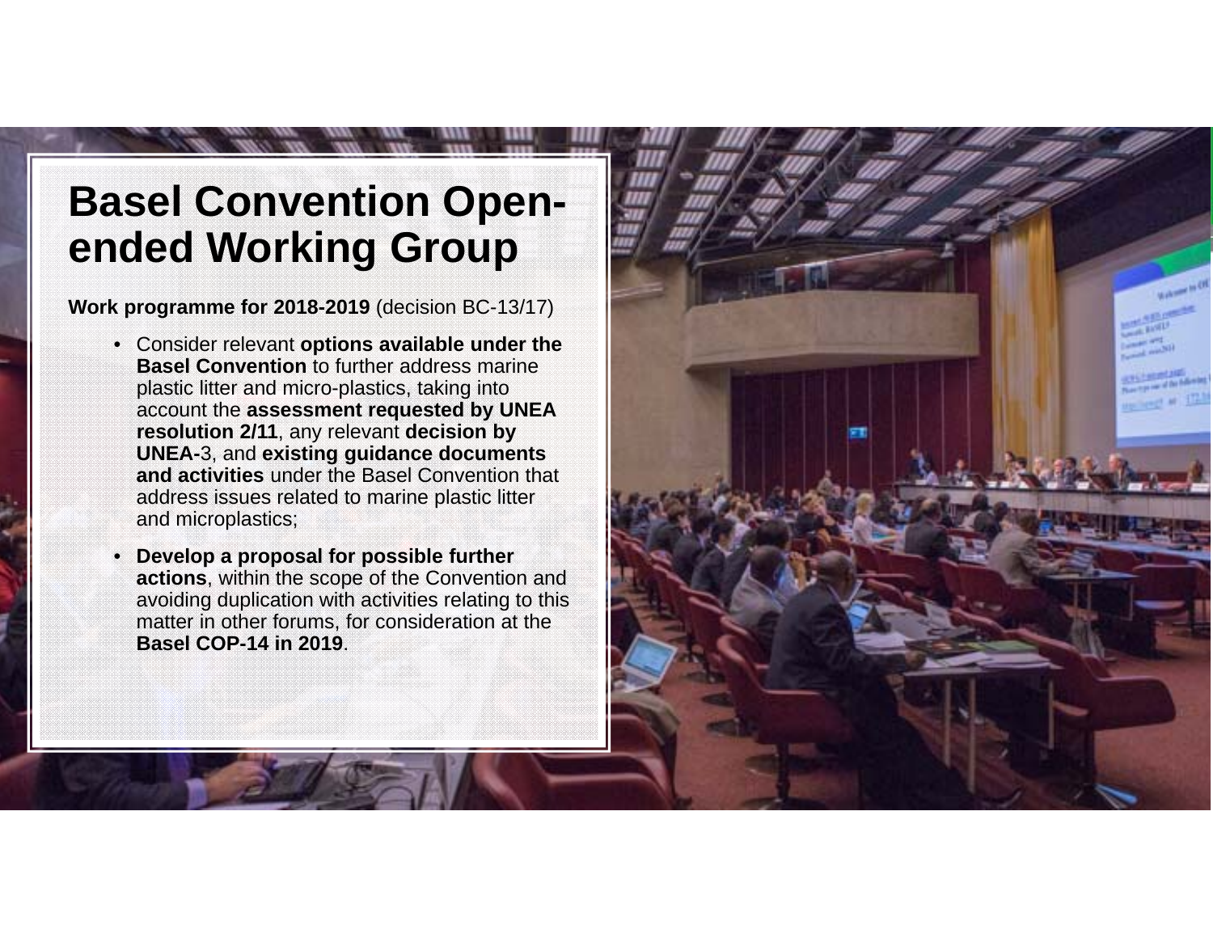# Basel Convention Open-ended Working Group

**Work programme for 2018-2019** (decision BC-13/17)

- Consider relevant **options available under the Basel Convention** to further address marine plastic litter and micro-plastics, taking into account the **assessment requested by UNEA resolution 2/11**, any relevant **decision by UNEA-**3, and **existing guidance documents and activities** under the Basel Convention that address issues related to marine plastic litter and microplastics;
- **Develop a proposal for possible further actions**, within the scope of the Convention and avoiding duplication with activities relating to this matter in other forums, for consideration at the **Basel COP-14 in 2019**.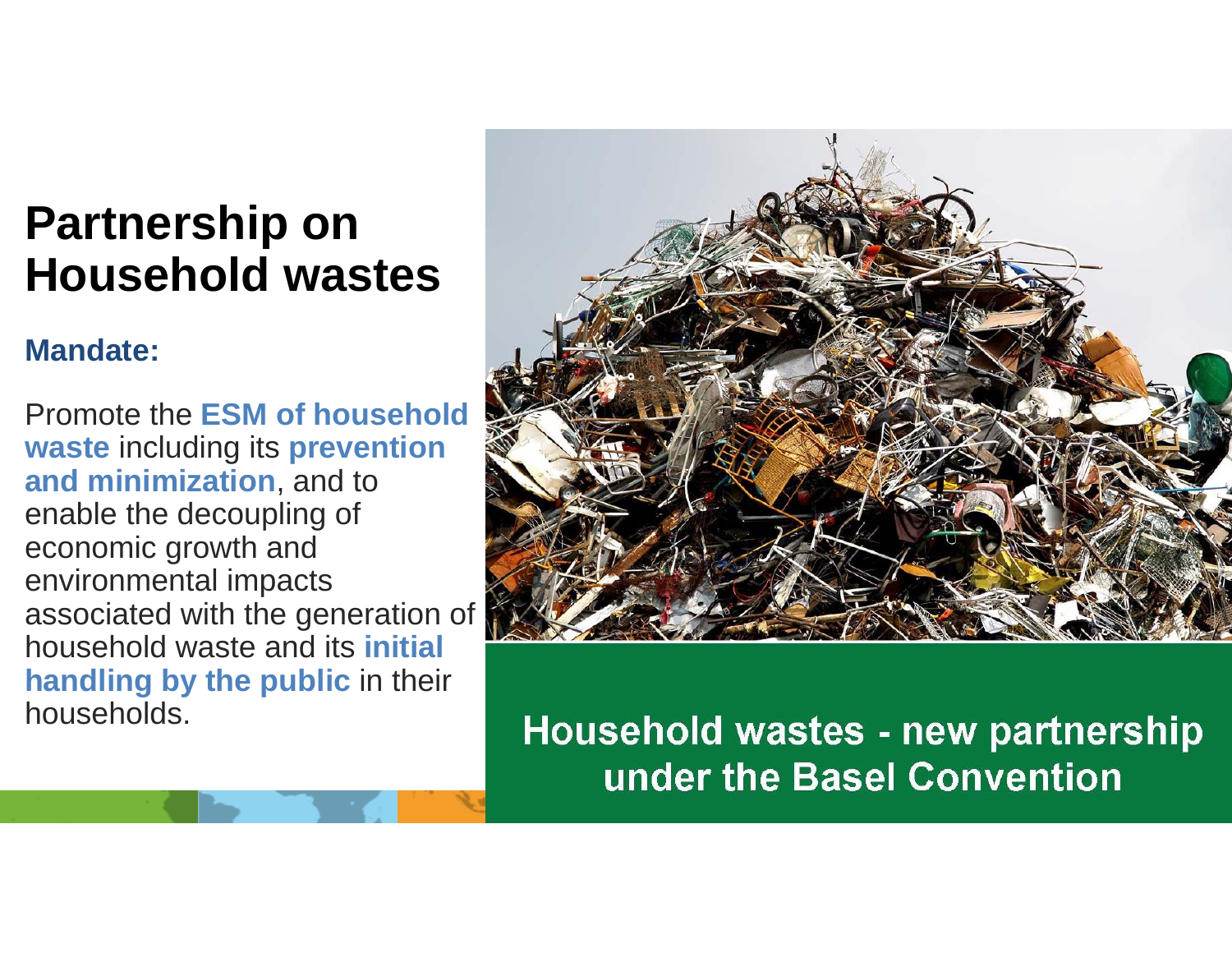# Partnership on Household wastes

**Mandate:**

Promote the **ESM of household waste** including its **prevention and minimization**, and to enable the decoupling of economic growth and environmental impacts associated with the generation of household waste and its **initial handling by the public** in their households.

**Household wastes - new partnership under the Basel Convention**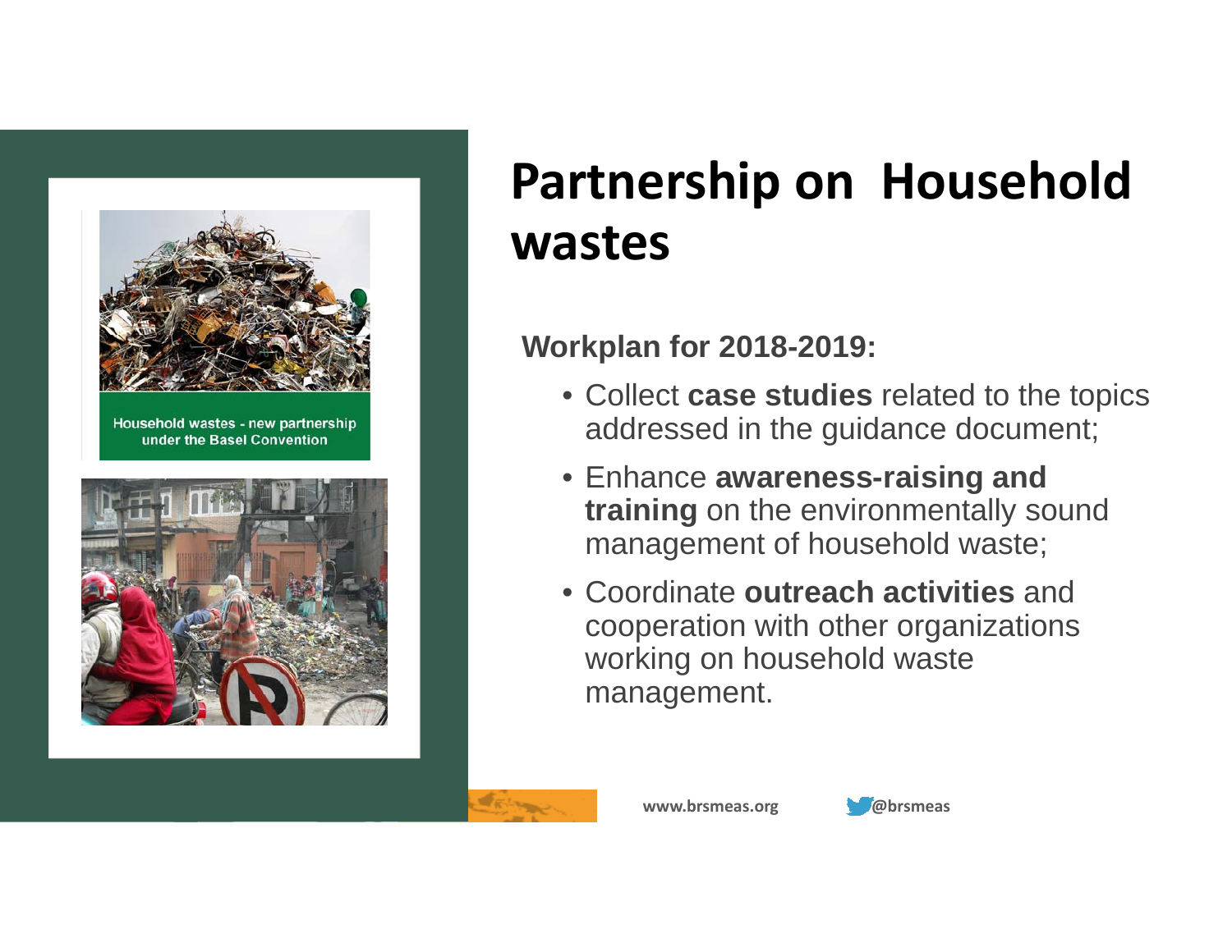# Partnership on Household wastes

Household wastes - new partnership under the Basel Convention

**Workplan for 2018-2019:**

- Collect **case studies** related to the topics addressed in the guidance document;
- Enhance **awareness-raising and training** on the environmentally sound management of household waste;
- Coordinate **outreach activities** and cooperation with other organizations working on household waste management.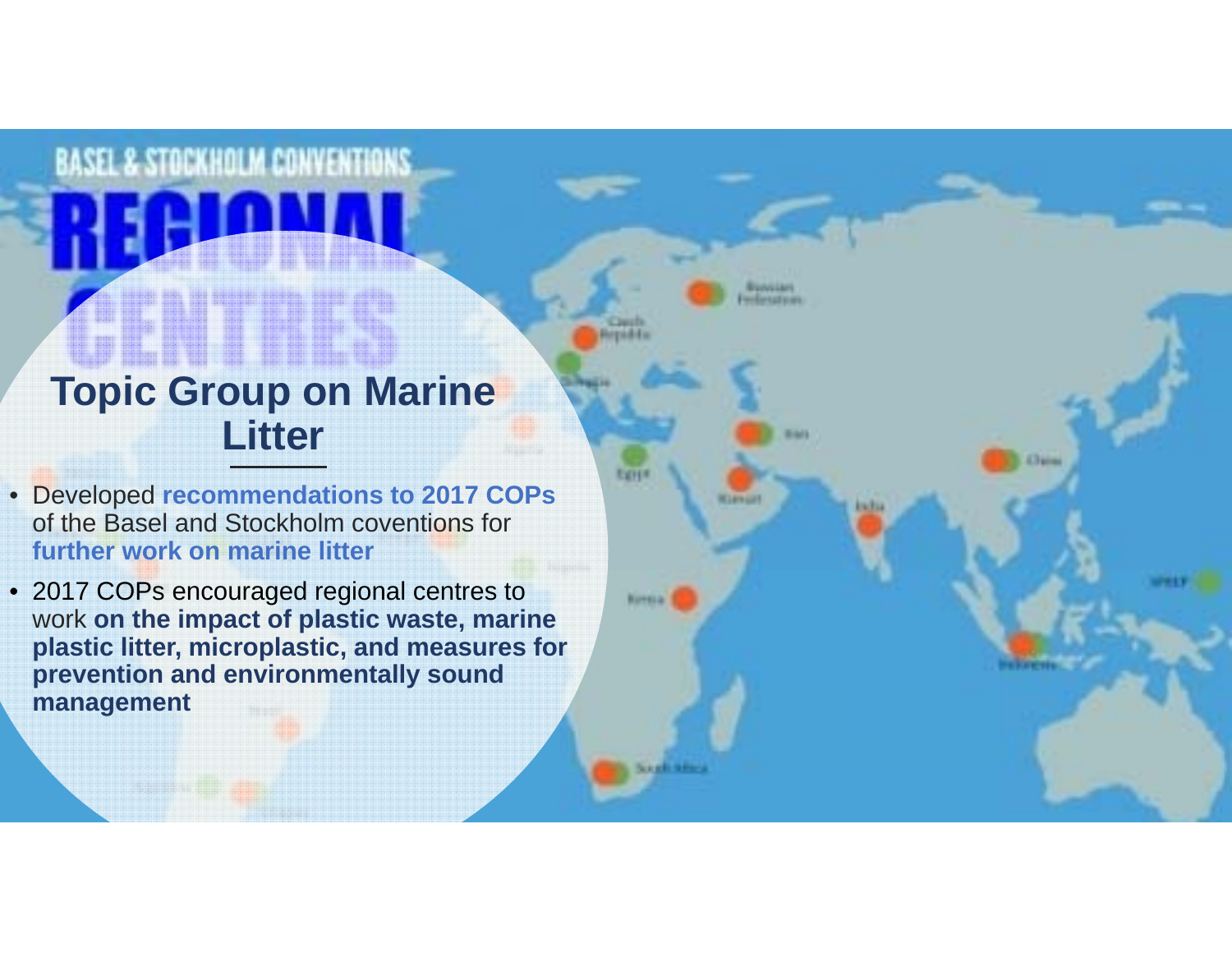BASEL & STOCKHOLM CONVENTIONS

REGIONAL CENTRES

# Topic Group on Marine Litter

- Developed **recommendations to 2017 COPs** of the Basel and Stockholm coventions for **further work on marine litter**
- 2017 COPs encouraged regional centres to work **on the impact of plastic waste, marine plastic litter, microplastic, and measures for prevention and environmentally sound management**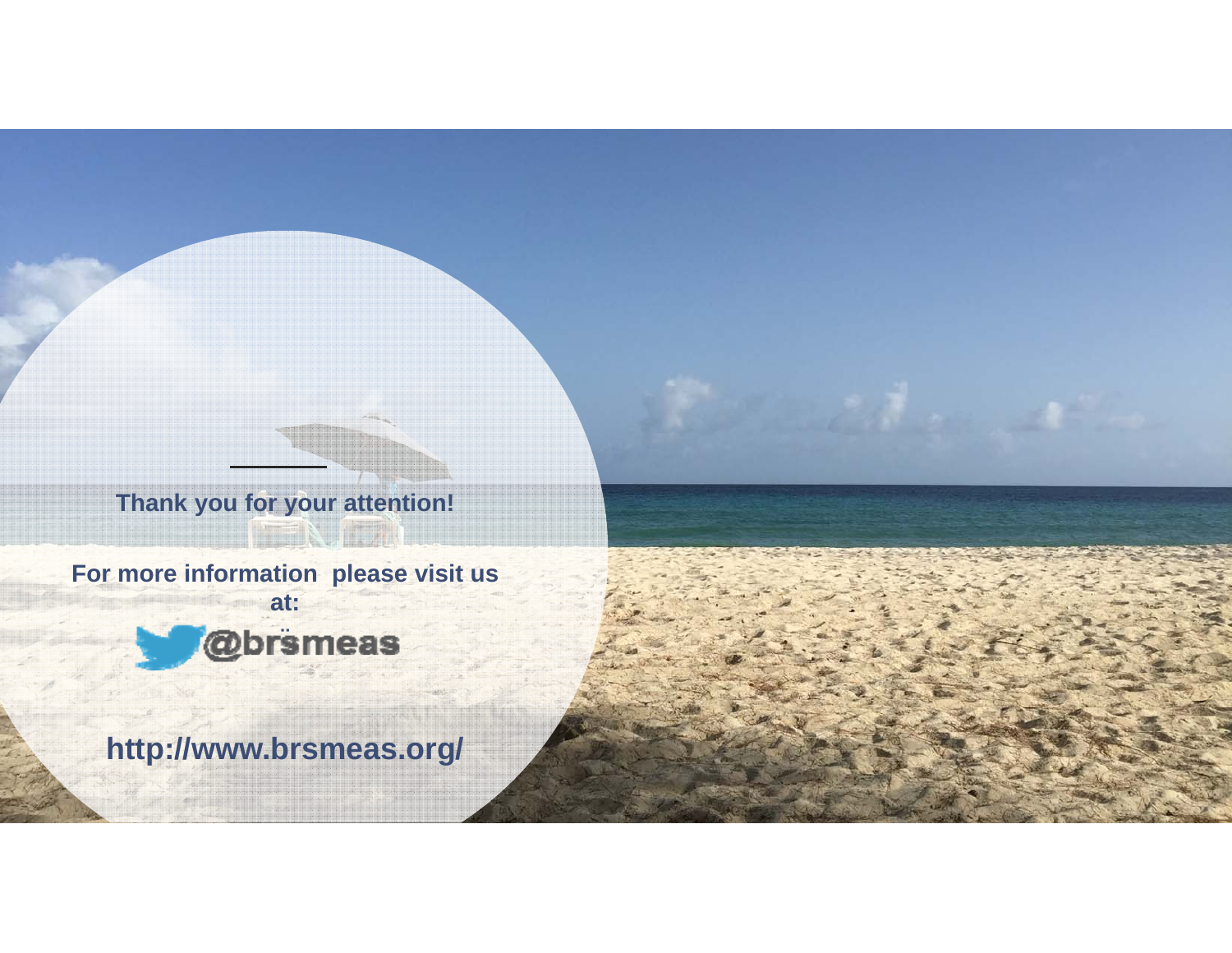Thank you for your attention!

For more information please visit us at:

@brsmeas

http://www.brsmeas.org/